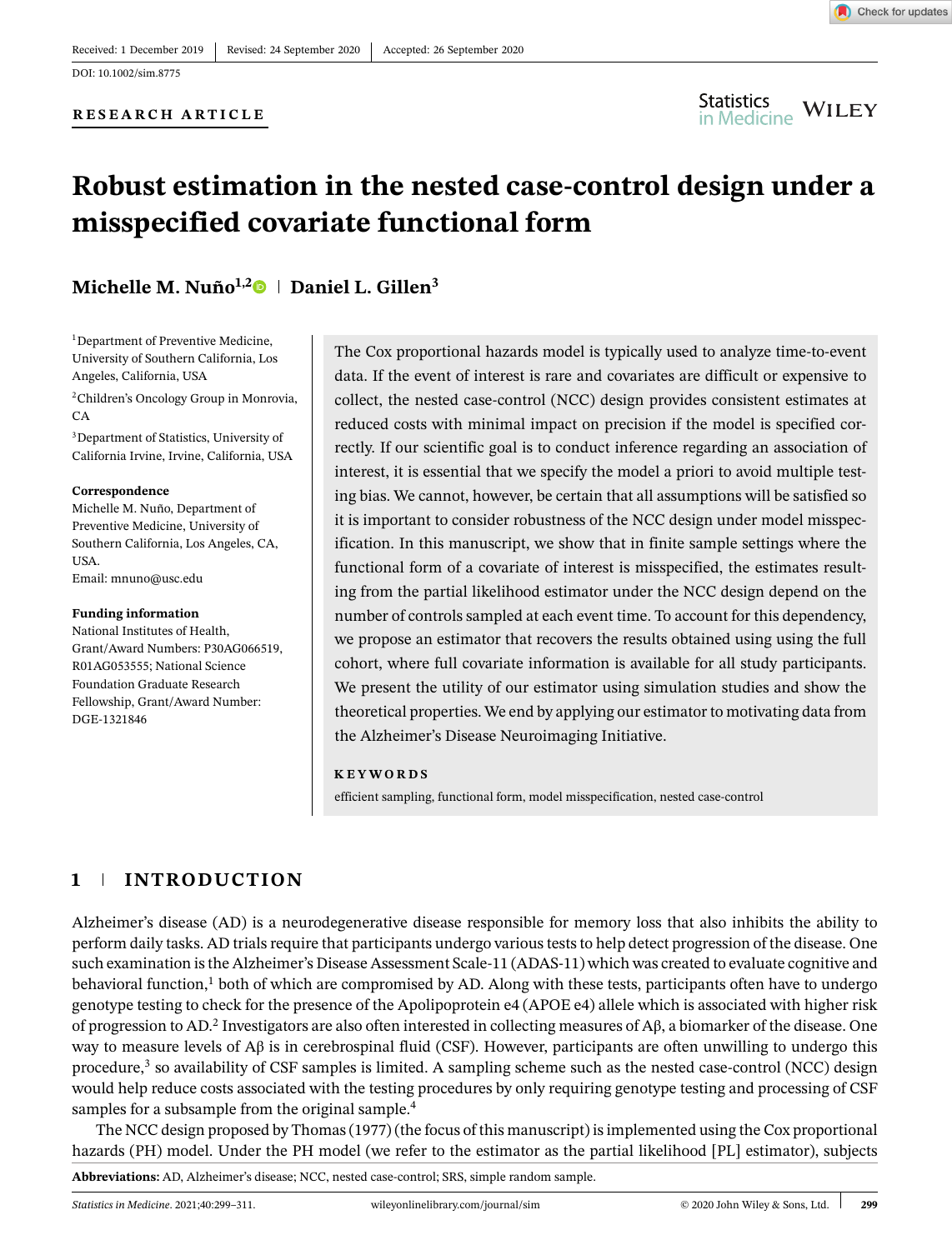Received: 1 December 2019 | Revised: 24 September 2020 | Accepted: 26 September 2020

DOI: 10.1002/sim.8775

**RESEARCH ARTICLE**

# Robust estimation in the nested case-control design under a misspecified covariate functional form

**Michelle M. Nuño[1,2] | Daniel L. Gillen[3]**

[1]Department of Preventive Medicine, University of Southern California, Los Angeles, California, USA

[2]Children's Oncology Group in Monrovia, CA

[3]Department of Statistics, University of California Irvine, Irvine, California, USA

**Correspondence**
Michelle M. Nuño, Department of Preventive Medicine, University of Southern California, Los Angeles, CA, USA.
Email: mnuno@usc.edu

**Funding information**
National Institutes of Health, Grant/Award Numbers: P30AG066519, R01AG053555; National Science Foundation Graduate Research Fellowship, Grant/Award Number: DGE-1321846

The Cox proportional hazards model is typically used to analyze time-to-event data. If the event of interest is rare and covariates are difficult or expensive to collect, the nested case-control (NCC) design provides consistent estimates at reduced costs with minimal impact on precision if the model is specified correctly. If our scientific goal is to conduct inference regarding an association of interest, it is essential that we specify the model a priori to avoid multiple testing bias. We cannot, however, be certain that all assumptions will be satisfied so it is important to consider robustness of the NCC design under model misspecification. In this manuscript, we show that in finite sample settings where the functional form of a covariate of interest is misspecified, the estimates resulting from the partial likelihood estimator under the NCC design depend on the number of controls sampled at each event time. To account for this dependency, we propose an estimator that recovers the results obtained using using the full cohort, where full covariate information is available for all study participants. We present the utility of our estimator using simulation studies and show the theoretical properties. We end by applying our estimator to motivating data from the Alzheimer's Disease Neuroimaging Initiative.

**KEYWORDS**

efficient sampling, functional form, model misspecification, nested case-control

## 1 | INTRODUCTION

Alzheimer's disease (AD) is a neurodegenerative disease responsible for memory loss that also inhibits the ability to perform daily tasks. AD trials require that participants undergo various tests to help detect progression of the disease. One such examination is the Alzheimer's Disease Assessment Scale-11 (ADAS-11) which was created to evaluate cognitive and behavioral function,[1] both of which are compromised by AD. Along with these tests, participants often have to undergo genotype testing to check for the presence of the Apolipoprotein e4 (APOE e4) allele which is associated with higher risk of progression to AD.[2] Investigators are also often interested in collecting measures of Aβ, a biomarker of the disease. One way to measure levels of Aβ is in cerebrospinal fluid (CSF). However, participants are often unwilling to undergo this procedure,[3] so availability of CSF samples is limited. A sampling scheme such as the nested case-control (NCC) design would help reduce costs associated with the testing procedures by only requiring genotype testing and processing of CSF samples for a subsample from the original sample.[4]

The NCC design proposed by Thomas (1977) (the focus of this manuscript) is implemented using the Cox proportional hazards (PH) model. Under the PH model (we refer to the estimator as the partial likelihood [PL] estimator), subjects

**Abbreviations:** AD, Alzheimer's disease; NCC, nested case-control; SRS, simple random sample.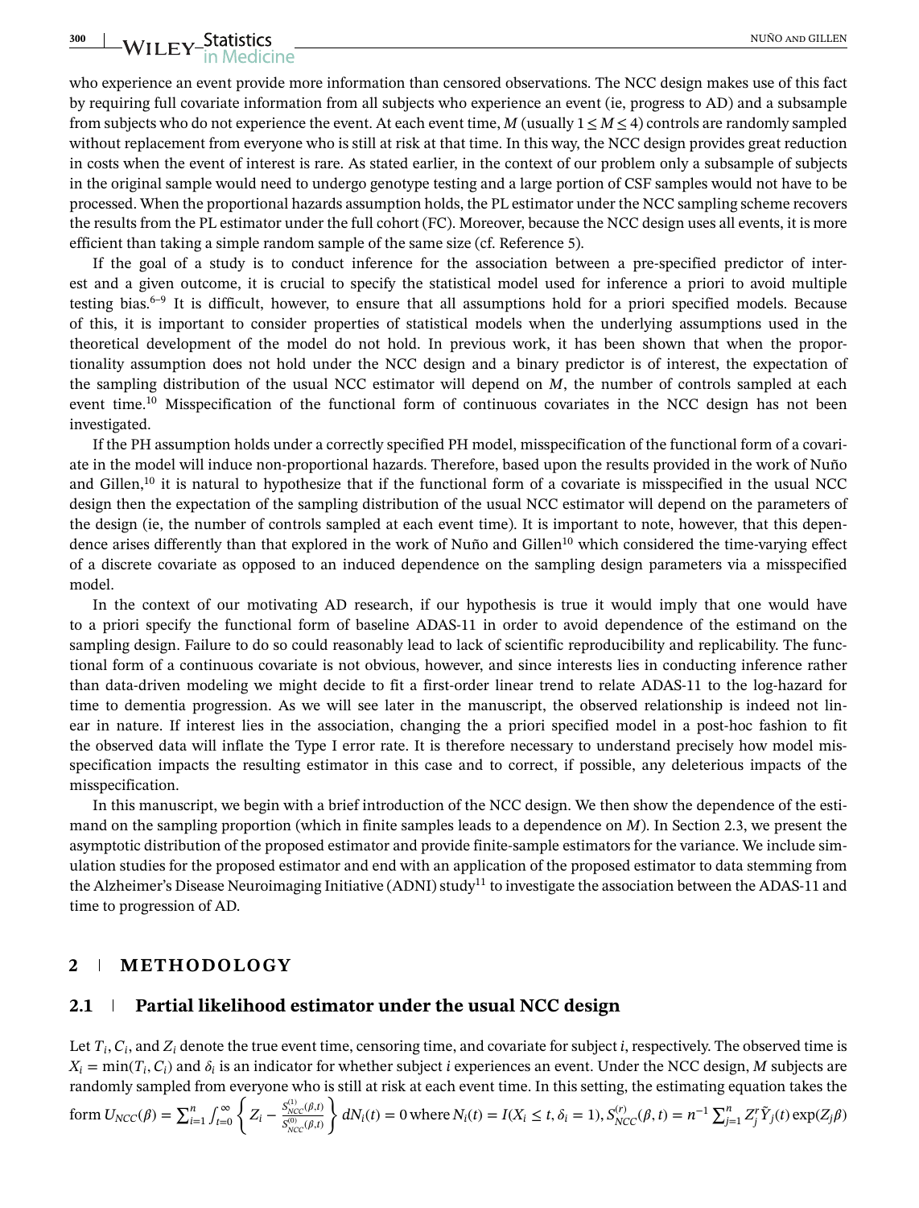who experience an event provide more information than censored observations. The NCC design makes use of this fact by requiring full covariate information from all subjects who experience an event (ie, progress to AD) and a subsample from subjects who do not experience the event. At each event time, $M$ (usually $1 \leq M \leq 4$) controls are randomly sampled without replacement from everyone who is still at risk at that time. In this way, the NCC design provides great reduction in costs when the event of interest is rare. As stated earlier, in the context of our problem only a subsample of subjects in the original sample would need to undergo genotype testing and a large portion of CSF samples would not have to be processed. When the proportional hazards assumption holds, the PL estimator under the NCC sampling scheme recovers the results from the PL estimator under the full cohort (FC). Moreover, because the NCC design uses all events, it is more efficient than taking a simple random sample of the same size (cf. Reference 5).

If the goal of a study is to conduct inference for the association between a pre-specified predictor of interest and a given outcome, it is crucial to specify the statistical model used for inference a priori to avoid multiple testing bias.[6-9] It is difficult, however, to ensure that all assumptions hold for a priori specified models. Because of this, it is important to consider properties of statistical models when the underlying assumptions used in the theoretical development of the model do not hold. In previous work, it has been shown that when the proportionality assumption does not hold under the NCC design and a binary predictor is of interest, the expectation of the sampling distribution of the usual NCC estimator will depend on $M$, the number of controls sampled at each event time.[10] Misspecification of the functional form of continuous covariates in the NCC design has not been investigated.

If the PH assumption holds under a correctly specified PH model, misspecification of the functional form of a covariate in the model will induce non-proportional hazards. Therefore, based upon the results provided in the work of Nuño and Gillen,[10] it is natural to hypothesize that if the functional form of a covariate is misspecified in the usual NCC design then the expectation of the sampling distribution of the usual NCC estimator will depend on the parameters of the design (ie, the number of controls sampled at each event time). It is important to note, however, that this dependence arises differently than that explored in the work of Nuño and Gillen[10] which considered the time-varying effect of a discrete covariate as opposed to an induced dependence on the sampling design parameters via a misspecified model.

In the context of our motivating AD research, if our hypothesis is true it would imply that one would have to a priori specify the functional form of baseline ADAS-11 in order to avoid dependence of the estimand on the sampling design. Failure to do so could reasonably lead to lack of scientific reproducibility and replicability. The functional form of a continuous covariate is not obvious, however, and since interests lies in conducting inference rather than data-driven modeling we might decide to fit a first-order linear trend to relate ADAS-11 to the log-hazard for time to dementia progression. As we will see later in the manuscript, the observed relationship is indeed not linear in nature. If interest lies in the association, changing the a priori specified model in a post-hoc fashion to fit the observed data will inflate the Type I error rate. It is therefore necessary to understand precisely how model misspecification impacts the resulting estimator in this case and to correct, if possible, any deleterious impacts of the misspecification.

In this manuscript, we begin with a brief introduction of the NCC design. We then show the dependence of the estimand on the sampling proportion (which in finite samples leads to a dependence on $M$). In Section 2.3, we present the asymptotic distribution of the proposed estimator and provide finite-sample estimators for the variance. We include simulation studies for the proposed estimator and end with an application of the proposed estimator to data stemming from the Alzheimer's Disease Neuroimaging Initiative (ADNI) study[11] to investigate the association between the ADAS-11 and time to progression of AD.

## 2 | METHODOLOGY

### 2.1 | Partial likelihood estimator under the usual NCC design

Let $T_i, C_i$, and $Z_i$ denote the true event time, censoring time, and covariate for subject $i$, respectively. The observed time is $X_i = \min(T_i, C_i)$ and $\delta_i$ is an indicator for whether subject $i$ experiences an event. Under the NCC design, $M$ subjects are randomly sampled from everyone who is still at risk at each event time. In this setting, the estimating equation takes the form $U_{NCC}(\beta) = \sum_{i=1}^{n} \int_{t=0}^{\infty} \left\{ Z_i - \frac{S_{NCC}^{(1)}(\beta,t)}{S_{NCC}^{(0)}(\beta,t)} \right\} dN_i(t) = 0$ where $N_i(t) = I(X_i \leq t, \delta_i = 1)$, $S_{NCC}^{(r)}(\beta, t) = n^{-1} \sum_{j=1}^{n} Z_j^r \tilde{Y}_j(t) \exp(Z_j \beta)$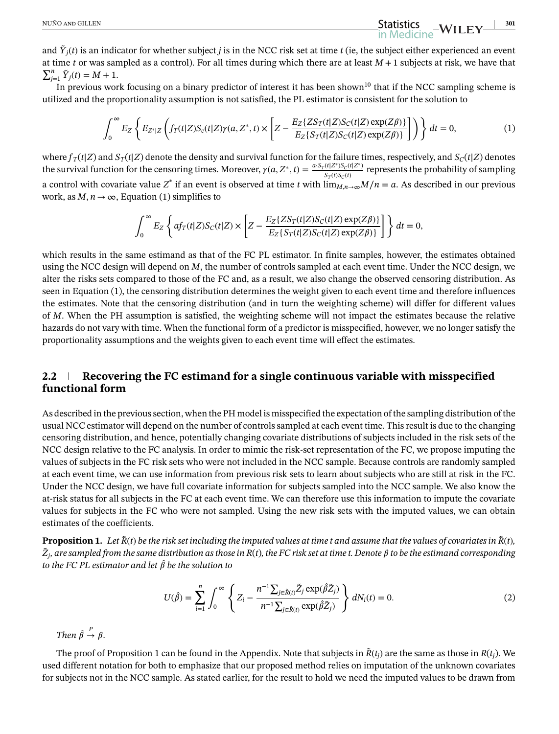and $\tilde{Y}_j(t)$ is an indicator for whether subject $j$ is in the NCC risk set at time $t$ (ie, the subject either experienced an event at time $t$ or was sampled as a control). For all times during which there are at least $M+1$ subjects at risk, we have that $\sum_{j=1}^{n} \tilde{Y}_j(t) = M+1$.

In previous work focusing on a binary predictor of interest it has been shown[10] that if the NCC sampling scheme is utilized and the proportionality assumption is not satisfied, the PL estimator is consistent for the solution to

$$\int_0^\infty E_Z \left\{ E_{Z^*|Z} \left( f_T(t|Z) S_c(t|Z) \gamma(a, Z^*, t) \times \left[ Z - \frac{E_Z\{Z S_T(t|Z) S_C(t|Z) \exp(Z\beta)\}}{E_Z\{S_T(t|Z) S_C(t|Z) \exp(Z\beta)\}} \right] \right) \right\} dt = 0, \tag{1}$$

where $f_T(t|Z)$ and $S_T(t|Z)$ denote the density and survival function for the failure times, respectively, and $S_C(t|Z)$ denotes the survival function for the censoring times. Moreover, $\gamma(a, Z^*, t) = \frac{a \cdot S_T(t|Z^*) S_C(t|Z^*)}{S_T(t) S_C(t)}$ represents the probability of sampling a control with covariate value $Z^*$ if an event is observed at time $t$ with $\lim_{M,n\to\infty} M/n = a$. As described in our previous work, as $M, n \to \infty$, Equation (1) simplifies to

$$\int_0^\infty E_Z \left\{ a f_T(t|Z) S_C(t|Z) \times \left[ Z - \frac{E_Z\{Z S_T(t|Z) S_C(t|Z) \exp(Z\beta)\}}{E_Z\{S_T(t|Z) S_C(t|Z) \exp(Z\beta)\}} \right] \right\} dt = 0,$$

which results in the same estimand as that of the FC PL estimator. In finite samples, however, the estimates obtained using the NCC design will depend on $M$, the number of controls sampled at each event time. Under the NCC design, we alter the risks sets compared to those of the FC and, as a result, we also change the observed censoring distribution. As seen in Equation (1), the censoring distribution determines the weight given to each event time and therefore influences the estimates. Note that the censoring distribution (and in turn the weighting scheme) will differ for different values of $M$. When the PH assumption is satisfied, the weighting scheme will not impact the estimates because the relative hazards do not vary with time. When the functional form of a predictor is misspecified, however, we no longer satisfy the proportionality assumptions and the weights given to each event time will effect the estimates.

## 2.2 | Recovering the FC estimand for a single continuous variable with misspecified functional form

As described in the previous section, when the PH model is misspecified the expectation of the sampling distribution of the usual NCC estimator will depend on the number of controls sampled at each event time. This result is due to the changing censoring distribution, and hence, potentially changing covariate distributions of subjects included in the risk sets of the NCC design relative to the FC analysis. In order to mimic the risk-set representation of the FC, we propose imputing the values of subjects in the FC risk sets who were not included in the NCC sample. Because controls are randomly sampled at each event time, we can use information from previous risk sets to learn about subjects who are still at risk in the FC. Under the NCC design, we have full covariate information for subjects sampled into the NCC sample. We also know the at-risk status for all subjects in the FC at each event time. We can therefore use this information to impute the covariate values for subjects in the FC who were not sampled. Using the new risk sets with the imputed values, we can obtain estimates of the coefficients.

**Proposition 1.** *Let $\tilde{R}(t)$ be the risk set including the imputed values at time t and assume that the values of covariates in $\tilde{R}(t)$, $\tilde{Z}_j$, are sampled from the same distribution as those in $R(t)$, the FC risk set at time t. Denote $\beta$ to be the estimand corresponding to the FC PL estimator and let $\hat{\beta}$ be the solution to*

$$U(\hat{\beta}) = \sum_{i=1}^{n} \int_0^\infty \left\{ Z_i - \frac{n^{-1} \sum_{j \in \tilde{R}(t)} \tilde{Z}_j \exp(\hat{\beta} \tilde{Z}_j)}{n^{-1} \sum_{j \in \tilde{R}(t)} \exp(\hat{\beta} \tilde{Z}_j)} \right\} dN_i(t) = 0. \tag{2}$$

*Then $\hat{\beta} \xrightarrow{P} \beta$.*

The proof of Proposition 1 can be found in the Appendix. Note that subjects in $\tilde{R}(t_j)$ are the same as those in $R(t_j)$. We used different notation for both to emphasize that our proposed method relies on imputation of the unknown covariates for subjects not in the NCC sample. As stated earlier, for the result to hold we need the imputed values to be drawn from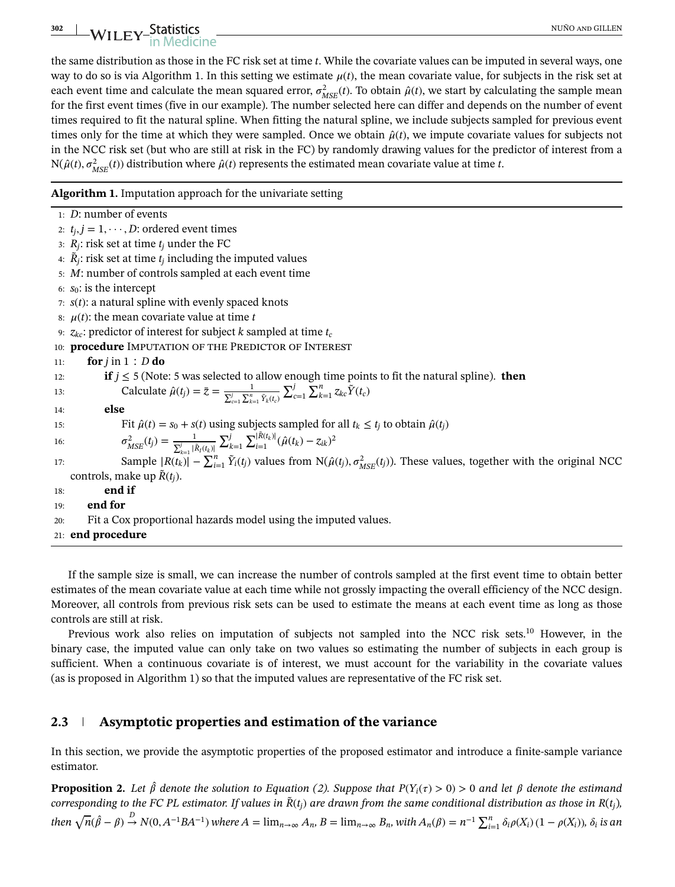the same distribution as those in the FC risk set at time $t$. While the covariate values can be imputed in several ways, one way to do so is via Algorithm 1. In this setting we estimate $\mu(t)$, the mean covariate value, for subjects in the risk set at each event time and calculate the mean squared error, $\sigma^2_{MSE}(t)$. To obtain $\hat{\mu}(t)$, we start by calculating the sample mean for the first event times (five in our example). The number selected here can differ and depends on the number of event times required to fit the natural spline. When fitting the natural spline, we include subjects sampled for previous event times only for the time at which they were sampled. Once we obtain $\hat{\mu}(t)$, we impute covariate values for subjects not in the NCC risk set (but who are still at risk in the FC) by randomly drawing values for the predictor of interest from a $N(\hat{\mu}(t), \sigma^2_{MSE}(t))$ distribution where $\hat{\mu}(t)$ represents the estimated mean covariate value at time $t$.

**Algorithm 1.** Imputation approach for the univariate setting

```
1:  D: number of events
2:  t_j, j = 1, ..., D: ordered event times
3:  R_j: risk set at time t_j under the FC
4:  R~_j: risk set at time t_j including the imputed values
5:  M: number of controls sampled at each event time
6:  s_0: is the intercept
7:  s(t): a natural spline with evenly spaced knots
8:  μ(t): the mean covariate value at time t
9:  z_kc: predictor of interest for subject k sampled at time t_c
10: procedure IMPUTATION OF THE PREDICTOR OF INTEREST
11:     for j in 1 : D do
12:         if j ≤ 5 (Note: 5 was selected to allow enough time points to fit the natural spline). then
13:             Calculate μ^(t_j) = z̄ = 1 / (Σ_{c=1}^{j} Σ_{k=1}^{n} Y~_k(t_c)) Σ_{c=1}^{j} Σ_{k=1}^{n} z_kc Y~(t_c)
14:         else
15:             Fit μ^(t) = s_0 + s(t) using subjects sampled for all t_k ≤ t_j to obtain μ^(t_j)
16:             σ²_MSE(t_j) = 1 / (Σ_{k=1}^{j} |R~_l(t_k)|) Σ_{k=1}^{j} Σ_{i=1}^{|R~(t_k)|} (μ^(t_k) − z_ik)²
17:             Sample |R(t_k)| − Σ_{i=1}^{n} Y~_i(t_j) values from N(μ^(t_j), σ²_MSE(t_j)). These values, together with the original NCC
    controls, make up R~(t_j).
18:         end if
19:     end for
20:     Fit a Cox proportional hazards model using the imputed values.
21: end procedure
```

If the sample size is small, we can increase the number of controls sampled at the first event time to obtain better estimates of the mean covariate value at each time while not grossly impacting the overall efficiency of the NCC design. Moreover, all controls from previous risk sets can be used to estimate the means at each event time as long as those controls are still at risk.

Previous work also relies on imputation of subjects not sampled into the NCC risk sets.[10] However, in the binary case, the imputed value can only take on two values so estimating the number of subjects in each group is sufficient. When a continuous covariate is of interest, we must account for the variability in the covariate values (as is proposed in Algorithm 1) so that the imputed values are representative of the FC risk set.

## 2.3 | Asymptotic properties and estimation of the variance

In this section, we provide the asymptotic properties of the proposed estimator and introduce a finite-sample variance estimator.

**Proposition 2.** *Let $\hat{\beta}$ denote the solution to Equation (2). Suppose that $P(Y_i(\tau) > 0) > 0$ and let $\beta$ denote the estimand corresponding to the FC PL estimator. If values in $\tilde{R}(t_j)$ are drawn from the same conditional distribution as those in $R(t_j)$, then $\sqrt{n}(\hat{\beta} - \beta) \xrightarrow{D} N(0, A^{-1}BA^{-1})$ where $A = \lim_{n\to\infty} A_n$, $B = \lim_{n\to\infty} B_n$, with $A_n(\beta) = n^{-1}\sum_{i=1}^{n} \delta_i \rho(X_i)(1 - \rho(X_i))$, $\delta_i$ is an*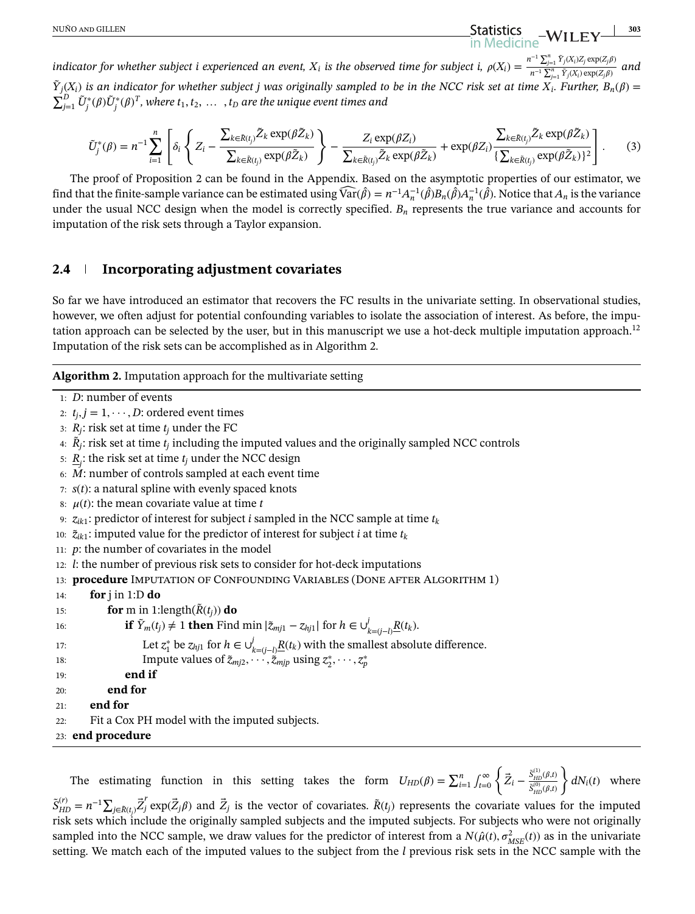*indicator for whether subject i experienced an event, $X_i$ is the observed time for subject i, $\rho(X_i) = \frac{n^{-1}\sum_{j=1}^{n}\tilde{Y}_j(X_i)Z_j\exp(Z_j\beta)}{n^{-1}\sum_{j=1}^{n}\tilde{Y}_j(X_i)\exp(Z_j\beta)}$ and $\tilde{Y}_j(X_i)$ is an indicator for whether subject j was originally sampled to be in the NCC risk set at time $X_i$. Further, $B_n(\beta) = \sum_{j=1}^{D}\tilde{U}_j^*(\beta)\tilde{U}_j^*(\beta)^T$, where $t_1, t_2, \dots, t_D$ are the unique event times and*

$$\tilde{U}_j^*(\beta) = n^{-1}\sum_{i=1}^{n}\left[\delta_i\left\{Z_i - \frac{\sum_{k\in\tilde{R}(t_j)}\tilde{Z}_k\exp(\beta\tilde{Z}_k)}{\sum_{k\in\tilde{R}(t_j)}\exp(\beta\tilde{Z}_k)}\right\} - \frac{Z_i\exp(\beta Z_i)}{\sum_{k\in\tilde{R}(t_j)}\tilde{Z}_k\exp(\beta\tilde{Z}_k)} + \exp(\beta Z_i)\frac{\sum_{k\in\tilde{R}(t_j)}\tilde{Z}_k\exp(\beta\tilde{Z}_k)}{\{\sum_{k\in\tilde{R}(t_j)}\exp(\beta\tilde{Z}_k)\}^2}\right]. \quad (3)$$

The proof of Proposition 2 can be found in the Appendix. Based on the asymptotic properties of our estimator, we find that the finite-sample variance can be estimated using $\widehat{\text{Var}}(\hat{\beta}) = n^{-1}A_n^{-1}(\hat{\beta})B_n(\hat{\beta})A_n^{-1}(\hat{\beta})$. Notice that $A_n$ is the variance under the usual NCC design when the model is correctly specified. $B_n$ represents the true variance and accounts for imputation of the risk sets through a Taylor expansion.

## 2.4 Incorporating adjustment covariates

So far we have introduced an estimator that recovers the FC results in the univariate setting. In observational studies, however, we often adjust for potential confounding variables to isolate the association of interest. As before, the imputation approach can be selected by the user, but in this manuscript we use a hot-deck multiple imputation approach.[12] Imputation of the risk sets can be accomplished as in Algorithm 2.

**Algorithm 2.** Imputation approach for the multivariate setting

```
1:  D: number of events
2:  t_j, j = 1, ..., D: ordered event times
3:  R_j: risk set at time t_j under the FC
4:  R~_j: risk set at time t_j including the imputed values and the originally sampled NCC controls
5:  R_j (underlined): the risk set at time t_j under the NCC design
6:  M: number of controls sampled at each event time
7:  s(t): a natural spline with evenly spaced knots
8:  μ(t): the mean covariate value at time t
9:  z_ik1: predictor of interest for subject i sampled in the NCC sample at time t_k
10: z~_ik1: imputed value for the predictor of interest for subject i at time t_k
11: p: the number of covariates in the model
12: l: the number of previous risk sets to consider for hot-deck imputations
13: procedure IMPUTATION OF CONFOUNDING VARIABLES (DONE AFTER ALGORITHM 1)
14:     for j in 1:D do
15:         for m in 1:length(R~(t_j)) do
16:             if Y~_m(t_j) ≠ 1 then Find min |z~_mj1 − z_hj1| for h ∈ ∪_{k=(j−l)}^{j} R(t_k).
17:                 Let z*_1 be z_hj1 for h ∈ ∪_{k=(j−l)}^{j} R(t_k) with the smallest absolute difference.
18:                 Impute values of z~_mj2, ..., z~_mjp using z*_2, ..., z*_p
19:             end if
20:         end for
21:     end for
22:     Fit a Cox PH model with the imputed subjects.
23: end procedure
```

The estimating function in this setting takes the form $U_{HD}(\beta) = \sum_{i=1}^{n}\int_{t=0}^{\infty}\left\{\vec{Z}_i - \frac{\tilde{S}_{HD}^{(1)}(\beta,t)}{\tilde{S}_{HD}^{(0)}(\beta,t)}\right\}dN_i(t)$ where $\tilde{S}_{HD}^{(r)} = n^{-1}\sum_{j\in\tilde{R}(t_j)}\vec{Z}_j^{r}\exp(\vec{Z}_j\beta)$ and $\vec{Z}_j$ is the vector of covariates. $\tilde{R}(t_j)$ represents the covariate values for the imputed risk sets which include the originally sampled subjects and the imputed subjects. For subjects who were not originally sampled into the NCC sample, we draw values for the predictor of interest from a $N(\hat{\mu}(t), \sigma_{MSE}^2(t))$ as in the univariate setting. We match each of the imputed values to the subject from the $l$ previous risk sets in the NCC sample with the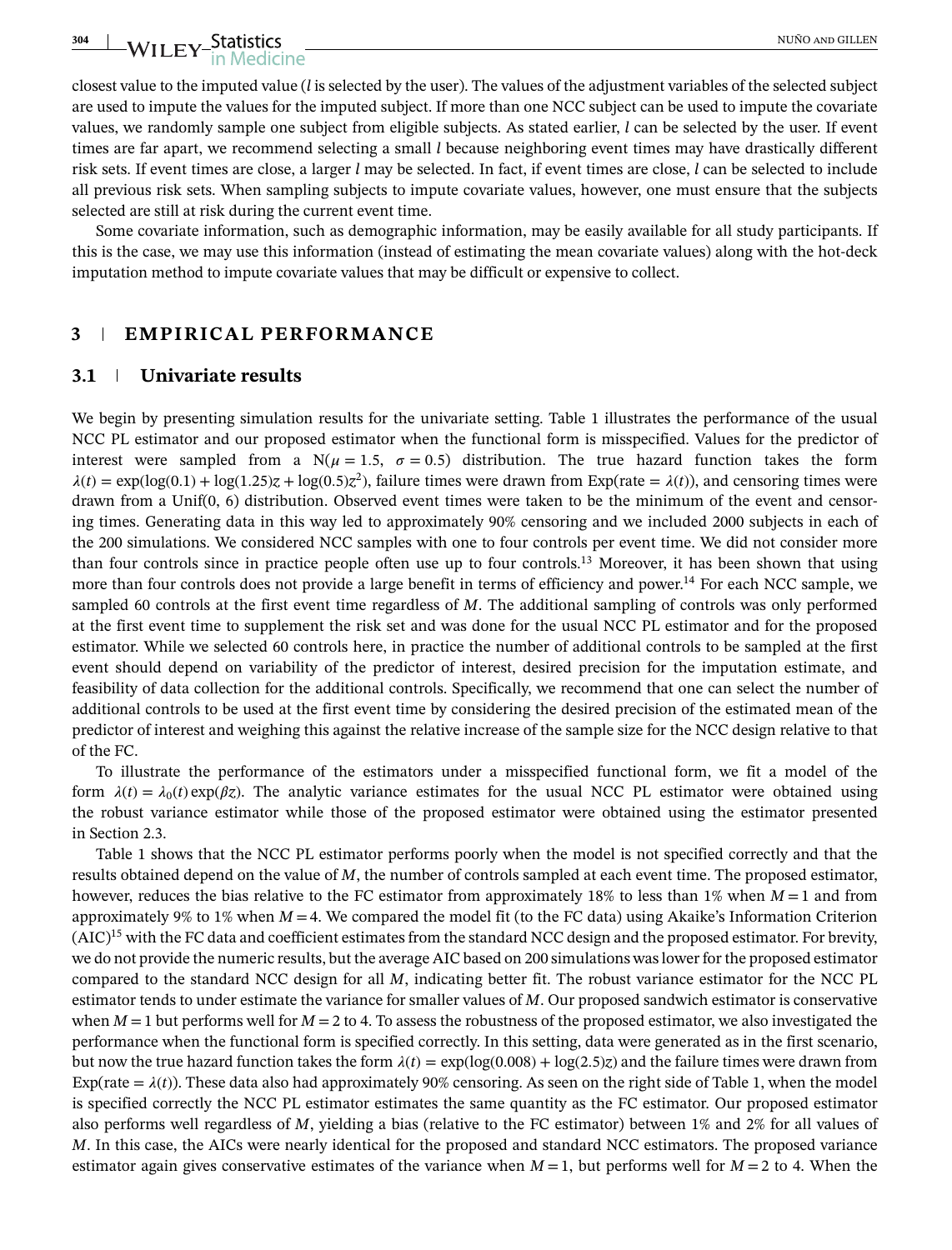closest value to the imputed value ($l$ is selected by the user). The values of the adjustment variables of the selected subject are used to impute the values for the imputed subject. If more than one NCC subject can be used to impute the covariate values, we randomly sample one subject from eligible subjects. As stated earlier, $l$ can be selected by the user. If event times are far apart, we recommend selecting a small $l$ because neighboring event times may have drastically different risk sets. If event times are close, a larger $l$ may be selected. In fact, if event times are close, $l$ can be selected to include all previous risk sets. When sampling subjects to impute covariate values, however, one must ensure that the subjects selected are still at risk during the current event time.

Some covariate information, such as demographic information, may be easily available for all study participants. If this is the case, we may use this information (instead of estimating the mean covariate values) along with the hot-deck imputation method to impute covariate values that may be difficult or expensive to collect.

## 3 | EMPIRICAL PERFORMANCE

### 3.1 | Univariate results

We begin by presenting simulation results for the univariate setting. Table 1 illustrates the performance of the usual NCC PL estimator and our proposed estimator when the functional form is misspecified. Values for the predictor of interest were sampled from a $N(\mu = 1.5,\ \sigma = 0.5)$ distribution. The true hazard function takes the form $\lambda(t) = \exp(\log(0.1) + \log(1.25)z + \log(0.5)z^2)$, failure times were drawn from Exp(rate $= \lambda(t)$), and censoring times were drawn from a Unif(0, 6) distribution. Observed event times were taken to be the minimum of the event and censoring times. Generating data in this way led to approximately 90% censoring and we included 2000 subjects in each of the 200 simulations. We considered NCC samples with one to four controls per event time. We did not consider more than four controls since in practice people often use up to four controls.[13] Moreover, it has been shown that using more than four controls does not provide a large benefit in terms of efficiency and power.[14] For each NCC sample, we sampled 60 controls at the first event time regardless of $M$. The additional sampling of controls was only performed at the first event time to supplement the risk set and was done for the usual NCC PL estimator and for the proposed estimator. While we selected 60 controls here, in practice the number of additional controls to be sampled at the first event should depend on variability of the predictor of interest, desired precision for the imputation estimate, and feasibility of data collection for the additional controls. Specifically, we recommend that one can select the number of additional controls to be used at the first event time by considering the desired precision of the estimated mean of the predictor of interest and weighing this against the relative increase of the sample size for the NCC design relative to that of the FC.

To illustrate the performance of the estimators under a misspecified functional form, we fit a model of the form $\lambda(t) = \lambda_0(t)\exp(\beta z)$. The analytic variance estimates for the usual NCC PL estimator were obtained using the robust variance estimator while those of the proposed estimator were obtained using the estimator presented in Section 2.3.

Table 1 shows that the NCC PL estimator performs poorly when the model is not specified correctly and that the results obtained depend on the value of $M$, the number of controls sampled at each event time. The proposed estimator, however, reduces the bias relative to the FC estimator from approximately 18% to less than 1% when $M = 1$ and from approximately 9% to 1% when $M = 4$. We compared the model fit (to the FC data) using Akaike's Information Criterion (AIC)[15] with the FC data and coefficient estimates from the standard NCC design and the proposed estimator. For brevity, we do not provide the numeric results, but the average AIC based on 200 simulations was lower for the proposed estimator compared to the standard NCC design for all $M$, indicating better fit. The robust variance estimator for the NCC PL estimator tends to under estimate the variance for smaller values of $M$. Our proposed sandwich estimator is conservative when $M = 1$ but performs well for $M = 2$ to 4. To assess the robustness of the proposed estimator, we also investigated the performance when the functional form is specified correctly. In this setting, data were generated as in the first scenario, but now the true hazard function takes the form $\lambda(t) = \exp(\log(0.008) + \log(2.5)z)$ and the failure times were drawn from Exp(rate $= \lambda(t)$). These data also had approximately 90% censoring. As seen on the right side of Table 1, when the model is specified correctly the NCC PL estimator estimates the same quantity as the FC estimator. Our proposed estimator also performs well regardless of $M$, yielding a bias (relative to the FC estimator) between 1% and 2% for all values of $M$. In this case, the AICs were nearly identical for the proposed and standard NCC estimators. The proposed variance estimator again gives conservative estimates of the variance when $M = 1$, but performs well for $M = 2$ to 4. When the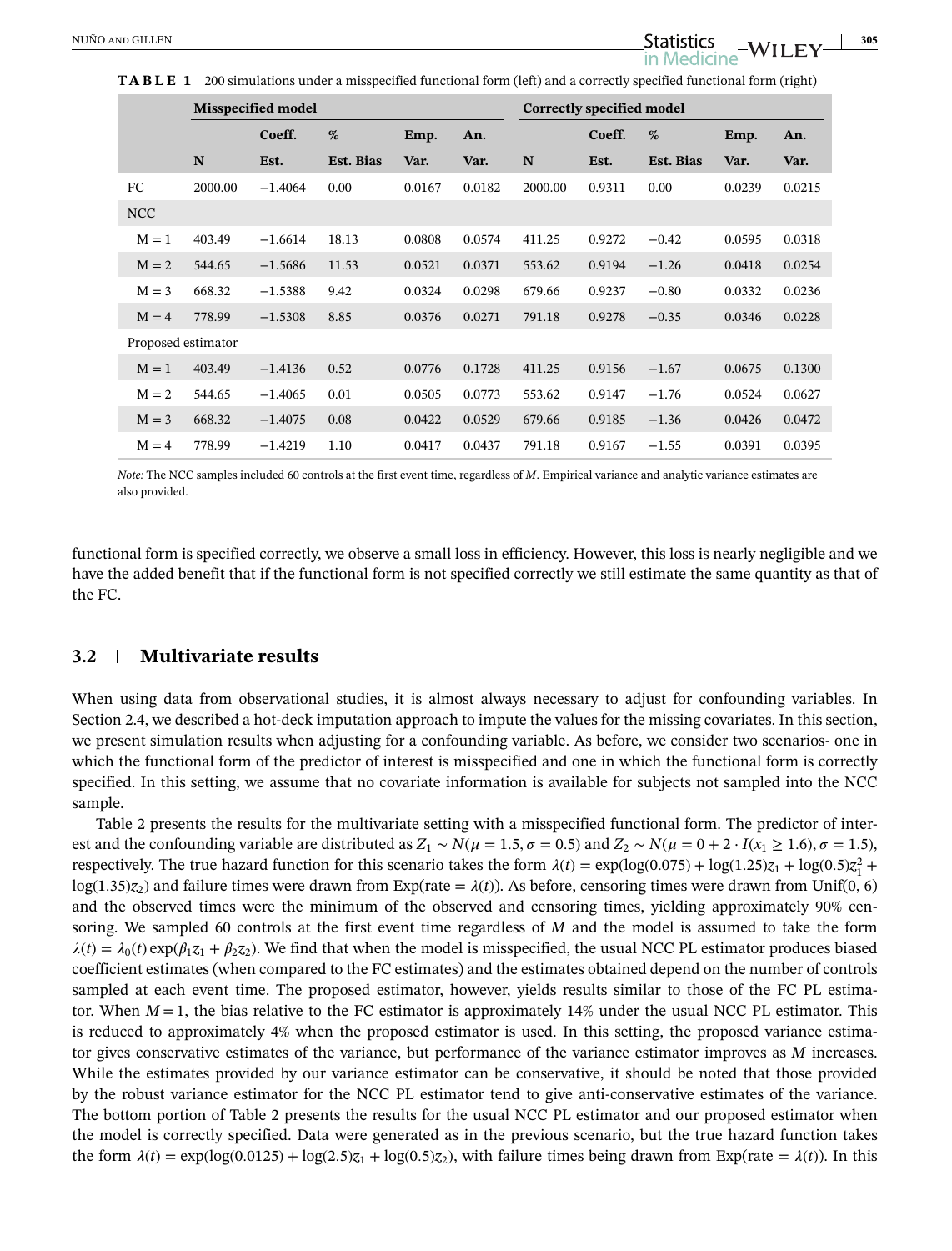**TABLE 1** 200 simulations under a misspecified functional form (left) and a correctly specified functional form (right)

| | Misspecified model | | | | | Correctly specified model | | | | |
|---|---|---|---|---|---|---|---|---|---|---|
| | N | Coeff. Est. | % Est. Bias | Emp. Var. | An. Var. | N | Coeff. Est. | % Est. Bias | Emp. Var. | An. Var. |
| FC | 2000.00 | −1.4064 | 0.00 | 0.0167 | 0.0182 | 2000.00 | 0.9311 | 0.00 | 0.0239 | 0.0215 |
| NCC | | | | | | | | | | |
| M = 1 | 403.49 | −1.6614 | 18.13 | 0.0808 | 0.0574 | 411.25 | 0.9272 | −0.42 | 0.0595 | 0.0318 |
| M = 2 | 544.65 | −1.5686 | 11.53 | 0.0521 | 0.0371 | 553.62 | 0.9194 | −1.26 | 0.0418 | 0.0254 |
| M = 3 | 668.32 | −1.5388 | 9.42 | 0.0324 | 0.0298 | 679.66 | 0.9237 | −0.80 | 0.0332 | 0.0236 |
| M = 4 | 778.99 | −1.5308 | 8.85 | 0.0376 | 0.0271 | 791.18 | 0.9278 | −0.35 | 0.0346 | 0.0228 |
| Proposed estimator | | | | | | | | | | |
| M = 1 | 403.49 | −1.4136 | 0.52 | 0.0776 | 0.1728 | 411.25 | 0.9156 | −1.67 | 0.0675 | 0.1300 |
| M = 2 | 544.65 | −1.4065 | 0.01 | 0.0505 | 0.0773 | 553.62 | 0.9147 | −1.76 | 0.0524 | 0.0627 |
| M = 3 | 668.32 | −1.4075 | 0.08 | 0.0422 | 0.0529 | 679.66 | 0.9185 | −1.36 | 0.0426 | 0.0472 |
| M = 4 | 778.99 | −1.4219 | 1.10 | 0.0417 | 0.0437 | 791.18 | 0.9167 | −1.55 | 0.0391 | 0.0395 |

*Note:* The NCC samples included 60 controls at the first event time, regardless of $M$. Empirical variance and analytic variance estimates are also provided.

functional form is specified correctly, we observe a small loss in efficiency. However, this loss is nearly negligible and we have the added benefit that if the functional form is not specified correctly we still estimate the same quantity as that of the FC.

## 3.2 Multivariate results

When using data from observational studies, it is almost always necessary to adjust for confounding variables. In Section 2.4, we described a hot-deck imputation approach to impute the values for the missing covariates. In this section, we present simulation results when adjusting for a confounding variable. As before, we consider two scenarios- one in which the functional form of the predictor of interest is misspecified and one in which the functional form is correctly specified. In this setting, we assume that no covariate information is available for subjects not sampled into the NCC sample.

Table 2 presents the results for the multivariate setting with a misspecified functional form. The predictor of interest and the confounding variable are distributed as $Z_1 \sim N(\mu = 1.5, \sigma = 0.5)$ and $Z_2 \sim N(\mu = 0 + 2 \cdot I(x_1 \geq 1.6), \sigma = 1.5)$, respectively. The true hazard function for this scenario takes the form $\lambda(t) = \exp(\log(0.075) + \log(1.25)z_1 + \log(0.5)z_1^2 + \log(1.35)z_2)$ and failure times were drawn from Exp(rate $= \lambda(t)$). As before, censoring times were drawn from Unif(0, 6) and the observed times were the minimum of the observed and censoring times, yielding approximately 90% censoring. We sampled 60 controls at the first event time regardless of $M$ and the model is assumed to take the form $\lambda(t) = \lambda_0(t)\exp(\beta_1 z_1 + \beta_2 z_2)$. We find that when the model is misspecified, the usual NCC PL estimator produces biased coefficient estimates (when compared to the FC estimates) and the estimates obtained depend on the number of controls sampled at each event time. The proposed estimator, however, yields results similar to those of the FC PL estimator. When $M = 1$, the bias relative to the FC estimator is approximately 14% under the usual NCC PL estimator. This is reduced to approximately 4% when the proposed estimator is used. In this setting, the proposed variance estimator gives conservative estimates of the variance, but performance of the variance estimator improves as $M$ increases. While the estimates provided by our variance estimator can be conservative, it should be noted that those provided by the robust variance estimator for the NCC PL estimator tend to give anti-conservative estimates of the variance. The bottom portion of Table 2 presents the results for the usual NCC PL estimator and our proposed estimator when the model is correctly specified. Data were generated as in the previous scenario, but the true hazard function takes the form $\lambda(t) = \exp(\log(0.0125) + \log(2.5)z_1 + \log(0.5)z_2)$, with failure times being drawn from Exp(rate $= \lambda(t)$). In this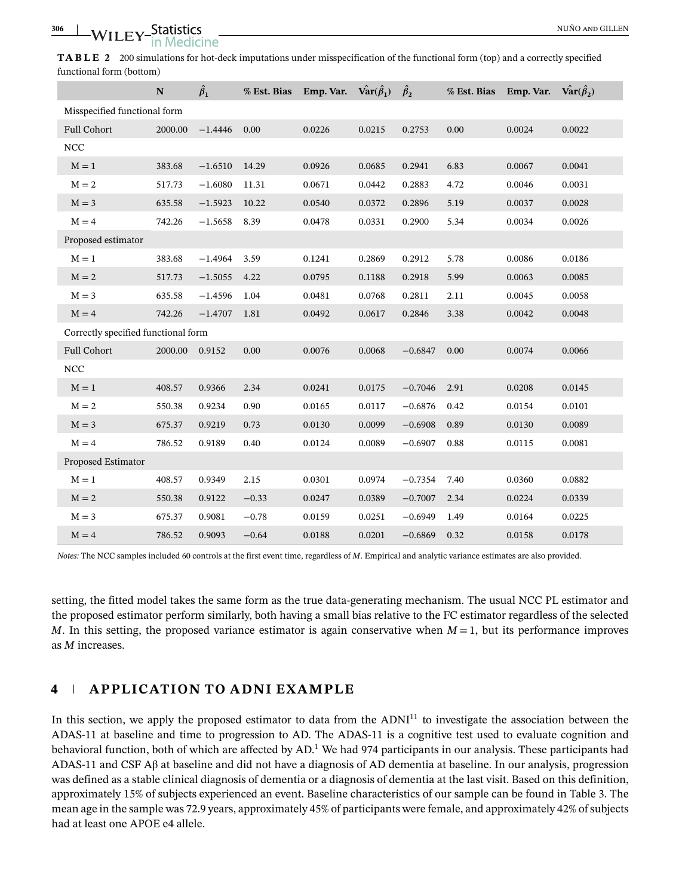**TABLE 2** 200 simulations for hot-deck imputations under misspecification of the functional form (top) and a correctly specified functional form (bottom)

| | N | $\hat{\beta}_1$ | % Est. Bias | Emp. Var. | $\hat{\text{Var}}(\hat{\beta}_1)$ | $\hat{\beta}_2$ | % Est. Bias | Emp. Var. | $\hat{\text{Var}}(\hat{\beta}_2)$ |
|---|---|---|---|---|---|---|---|---|---|
| Misspecified functional form | | | | | | | | | |
| Full Cohort | 2000.00 | −1.4446 | 0.00 | 0.0226 | 0.0215 | 0.2753 | 0.00 | 0.0024 | 0.0022 |
| NCC | | | | | | | | | |
| M = 1 | 383.68 | −1.6510 | 14.29 | 0.0926 | 0.0685 | 0.2941 | 6.83 | 0.0067 | 0.0041 |
| M = 2 | 517.73 | −1.6080 | 11.31 | 0.0671 | 0.0442 | 0.2883 | 4.72 | 0.0046 | 0.0031 |
| M = 3 | 635.58 | −1.5923 | 10.22 | 0.0540 | 0.0372 | 0.2896 | 5.19 | 0.0037 | 0.0028 |
| M = 4 | 742.26 | −1.5658 | 8.39 | 0.0478 | 0.0331 | 0.2900 | 5.34 | 0.0034 | 0.0026 |
| Proposed estimator | | | | | | | | | |
| M = 1 | 383.68 | −1.4964 | 3.59 | 0.1241 | 0.2869 | 0.2912 | 5.78 | 0.0086 | 0.0186 |
| M = 2 | 517.73 | −1.5055 | 4.22 | 0.0795 | 0.1188 | 0.2918 | 5.99 | 0.0063 | 0.0085 |
| M = 3 | 635.58 | −1.4596 | 1.04 | 0.0481 | 0.0768 | 0.2811 | 2.11 | 0.0045 | 0.0058 |
| M = 4 | 742.26 | −1.4707 | 1.81 | 0.0492 | 0.0617 | 0.2846 | 3.38 | 0.0042 | 0.0048 |
| Correctly specified functional form | | | | | | | | | |
| Full Cohort | 2000.00 | 0.9152 | 0.00 | 0.0076 | 0.0068 | −0.6847 | 0.00 | 0.0074 | 0.0066 |
| NCC | | | | | | | | | |
| M = 1 | 408.57 | 0.9366 | 2.34 | 0.0241 | 0.0175 | −0.7046 | 2.91 | 0.0208 | 0.0145 |
| M = 2 | 550.38 | 0.9234 | 0.90 | 0.0165 | 0.0117 | −0.6876 | 0.42 | 0.0154 | 0.0101 |
| M = 3 | 675.37 | 0.9219 | 0.73 | 0.0130 | 0.0099 | −0.6908 | 0.89 | 0.0130 | 0.0089 |
| M = 4 | 786.52 | 0.9189 | 0.40 | 0.0124 | 0.0089 | −0.6907 | 0.88 | 0.0115 | 0.0081 |
| Proposed Estimator | | | | | | | | | |
| M = 1 | 408.57 | 0.9349 | 2.15 | 0.0301 | 0.0974 | −0.7354 | 7.40 | 0.0360 | 0.0882 |
| M = 2 | 550.38 | 0.9122 | −0.33 | 0.0247 | 0.0389 | −0.7007 | 2.34 | 0.0224 | 0.0339 |
| M = 3 | 675.37 | 0.9081 | −0.78 | 0.0159 | 0.0251 | −0.6949 | 1.49 | 0.0164 | 0.0225 |
| M = 4 | 786.52 | 0.9093 | −0.64 | 0.0188 | 0.0201 | −0.6869 | 0.32 | 0.0158 | 0.0178 |

*Notes:* The NCC samples included 60 controls at the first event time, regardless of $M$. Empirical and analytic variance estimates are also provided.

setting, the fitted model takes the same form as the true data-generating mechanism. The usual NCC PL estimator and the proposed estimator perform similarly, both having a small bias relative to the FC estimator regardless of the selected $M$. In this setting, the proposed variance estimator is again conservative when $M = 1$, but its performance improves as $M$ increases.

## 4 APPLICATION TO ADNI EXAMPLE

In this section, we apply the proposed estimator to data from the ADNI[11] to investigate the association between the ADAS-11 at baseline and time to progression to AD. The ADAS-11 is a cognitive test used to evaluate cognition and behavioral function, both of which are affected by AD.[1] We had 974 participants in our analysis. These participants had ADAS-11 and CSF Aβ at baseline and did not have a diagnosis of AD dementia at baseline. In our analysis, progression was defined as a stable clinical diagnosis of dementia or a diagnosis of dementia at the last visit. Based on this definition, approximately 15% of subjects experienced an event. Baseline characteristics of our sample can be found in Table 3. The mean age in the sample was 72.9 years, approximately 45% of participants were female, and approximately 42% of subjects had at least one APOE e4 allele.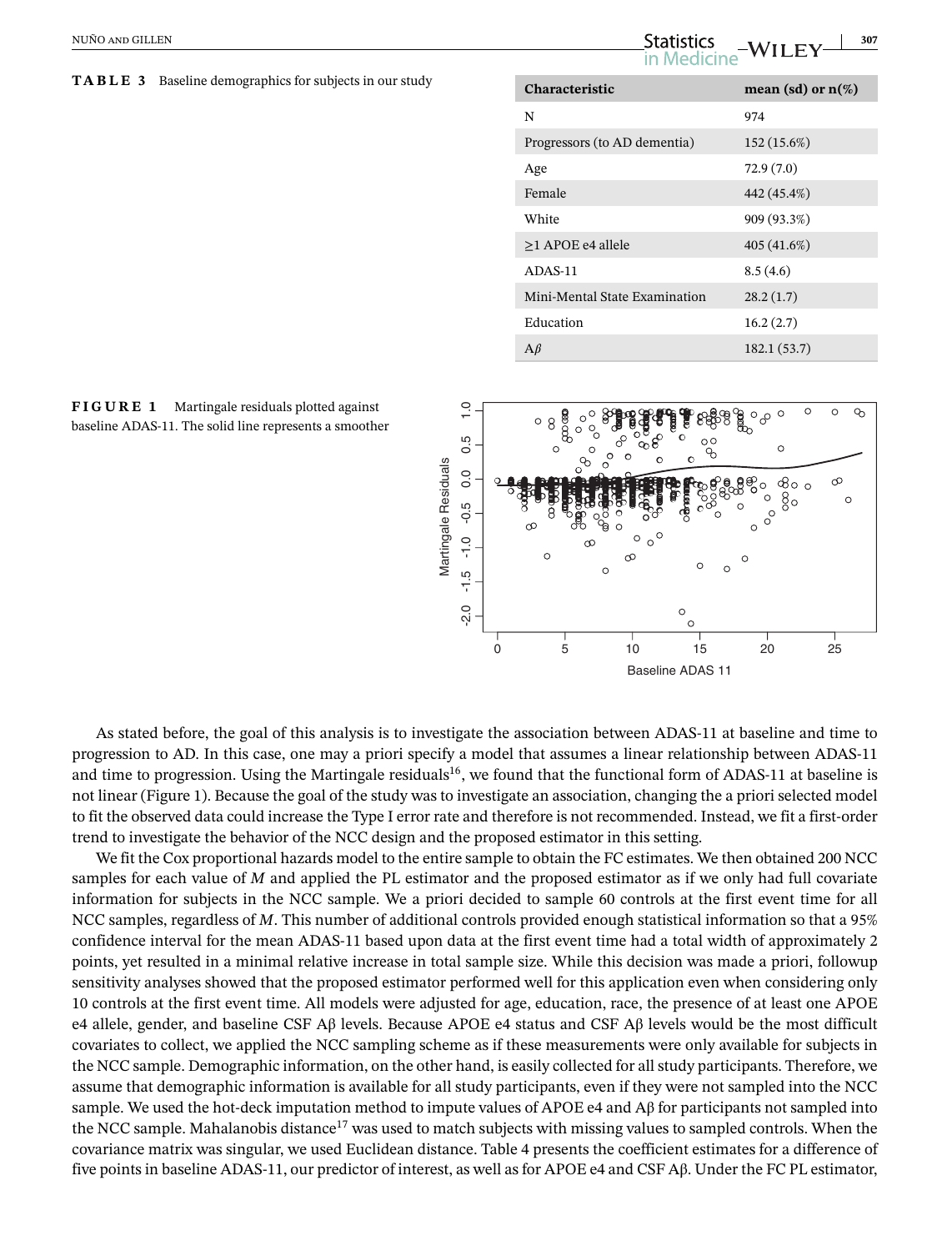**TABLE 3** Baseline demographics for subjects in our study

| Characteristic | mean (sd) or n(%) |
|---|---|
| N | 974 |
| Progressors (to AD dementia) | 152 (15.6%) |
| Age | 72.9 (7.0) |
| Female | 442 (45.4%) |
| White | 909 (93.3%) |
| ≥1 APOE e4 allele | 405 (41.6%) |
| ADAS-11 | 8.5 (4.6) |
| Mini-Mental State Examination | 28.2 (1.7) |
| Education | 16.2 (2.7) |
| Aβ | 182.1 (53.7) |

**FIGURE 1** Martingale residuals plotted against baseline ADAS-11. The solid line represents a smoother

As stated before, the goal of this analysis is to investigate the association between ADAS-11 at baseline and time to progression to AD. In this case, one may a priori specify a model that assumes a linear relationship between ADAS-11 and time to progression. Using the Martingale residuals[16], we found that the functional form of ADAS-11 at baseline is not linear (Figure 1). Because the goal of the study was to investigate an association, changing the a priori selected model to fit the observed data could increase the Type I error rate and therefore is not recommended. Instead, we fit a first-order trend to investigate the behavior of the NCC design and the proposed estimator in this setting.

We fit the Cox proportional hazards model to the entire sample to obtain the FC estimates. We then obtained 200 NCC samples for each value of $M$ and applied the PL estimator and the proposed estimator as if we only had full covariate information for subjects in the NCC sample. We a priori decided to sample 60 controls at the first event time for all NCC samples, regardless of $M$. This number of additional controls provided enough statistical information so that a 95% confidence interval for the mean ADAS-11 based upon data at the first event time had a total width of approximately 2 points, yet resulted in a minimal relative increase in total sample size. While this decision was made a priori, followup sensitivity analyses showed that the proposed estimator performed well for this application even when considering only 10 controls at the first event time. All models were adjusted for age, education, race, the presence of at least one APOE e4 allele, gender, and baseline CSF Aβ levels. Because APOE e4 status and CSF Aβ levels would be the most difficult covariates to collect, we applied the NCC sampling scheme as if these measurements were only available for subjects in the NCC sample. Demographic information, on the other hand, is easily collected for all study participants. Therefore, we assume that demographic information is available for all study participants, even if they were not sampled into the NCC sample. We used the hot-deck imputation method to impute values of APOE e4 and Aβ for participants not sampled into the NCC sample. Mahalanobis distance[17] was used to match subjects with missing values to sampled controls. When the covariance matrix was singular, we used Euclidean distance. Table 4 presents the coefficient estimates for a difference of five points in baseline ADAS-11, our predictor of interest, as well as for APOE e4 and CSF Aβ. Under the FC PL estimator,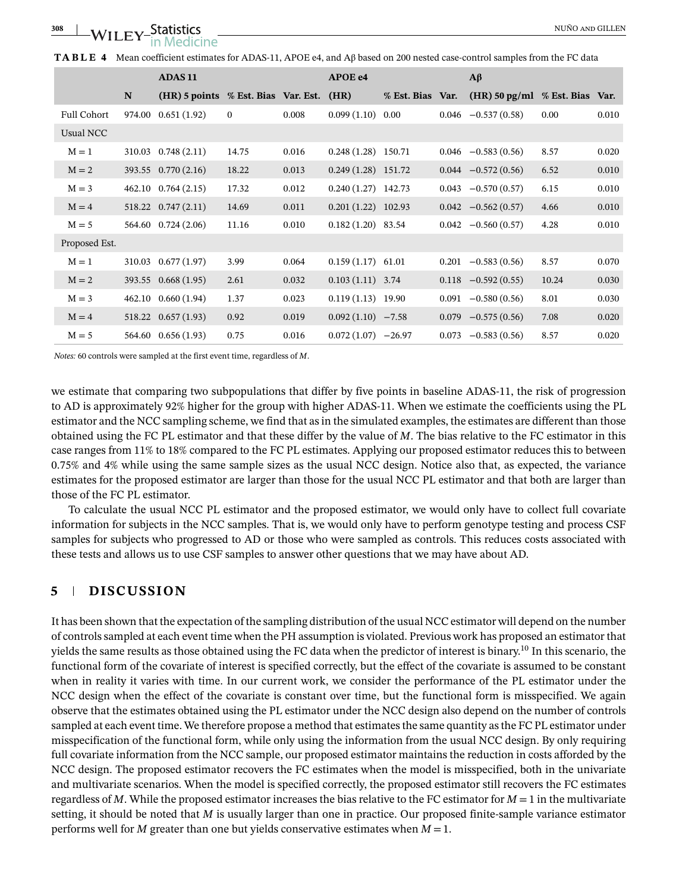**TABLE 4** Mean coefficient estimates for ADAS-11, APOE e4, and Aβ based on 200 nested case-control samples from the FC data

| | | ADAS 11 | | | APOE e4 | | | Aβ | | |
|---|---|---|---|---|---|---|---|---|---|---|
| | N | (HR) 5 points | % Est. Bias | Var. Est. | (HR) | % Est. Bias | Var. | (HR) 50 pg/ml | % Est. Bias | Var. |
| Full Cohort | 974.00 | 0.651 (1.92) | 0 | 0.008 | 0.099 (1.10) | 0.00 | 0.046 | −0.537 (0.58) | 0.00 | 0.010 |
| Usual NCC | | | | | | | | | | |
| M = 1 | 310.03 | 0.748 (2.11) | 14.75 | 0.016 | 0.248 (1.28) | 150.71 | 0.046 | −0.583 (0.56) | 8.57 | 0.020 |
| M = 2 | 393.55 | 0.770 (2.16) | 18.22 | 0.013 | 0.249 (1.28) | 151.72 | 0.044 | −0.572 (0.56) | 6.52 | 0.010 |
| M = 3 | 462.10 | 0.764 (2.15) | 17.32 | 0.012 | 0.240 (1.27) | 142.73 | 0.043 | −0.570 (0.57) | 6.15 | 0.010 |
| M = 4 | 518.22 | 0.747 (2.11) | 14.69 | 0.011 | 0.201 (1.22) | 102.93 | 0.042 | −0.562 (0.57) | 4.66 | 0.010 |
| M = 5 | 564.60 | 0.724 (2.06) | 11.16 | 0.010 | 0.182 (1.20) | 83.54 | 0.042 | −0.560 (0.57) | 4.28 | 0.010 |
| Proposed Est. | | | | | | | | | | |
| M = 1 | 310.03 | 0.677 (1.97) | 3.99 | 0.064 | 0.159 (1.17) | 61.01 | 0.201 | −0.583 (0.56) | 8.57 | 0.070 |
| M = 2 | 393.55 | 0.668 (1.95) | 2.61 | 0.032 | 0.103 (1.11) | 3.74 | 0.118 | −0.592 (0.55) | 10.24 | 0.030 |
| M = 3 | 462.10 | 0.660 (1.94) | 1.37 | 0.023 | 0.119 (1.13) | 19.90 | 0.091 | −0.580 (0.56) | 8.01 | 0.030 |
| M = 4 | 518.22 | 0.657 (1.93) | 0.92 | 0.019 | 0.092 (1.10) | −7.58 | 0.079 | −0.575 (0.56) | 7.08 | 0.020 |
| M = 5 | 564.60 | 0.656 (1.93) | 0.75 | 0.016 | 0.072 (1.07) | −26.97 | 0.073 | −0.583 (0.56) | 8.57 | 0.020 |

*Notes:* 60 controls were sampled at the first event time, regardless of $M$.

we estimate that comparing two subpopulations that differ by five points in baseline ADAS-11, the risk of progression to AD is approximately 92% higher for the group with higher ADAS-11. When we estimate the coefficients using the PL estimator and the NCC sampling scheme, we find that as in the simulated examples, the estimates are different than those obtained using the FC PL estimator and that these differ by the value of $M$. The bias relative to the FC estimator in this case ranges from 11% to 18% compared to the FC PL estimates. Applying our proposed estimator reduces this to between 0.75% and 4% while using the same sample sizes as the usual NCC design. Notice also that, as expected, the variance estimates for the proposed estimator are larger than those for the usual NCC PL estimator and that both are larger than those of the FC PL estimator.

To calculate the usual NCC PL estimator and the proposed estimator, we would only have to collect full covariate information for subjects in the NCC samples. That is, we would only have to perform genotype testing and process CSF samples for subjects who progressed to AD or those who were sampled as controls. This reduces costs associated with these tests and allows us to use CSF samples to answer other questions that we may have about AD.

## 5 | DISCUSSION

It has been shown that the expectation of the sampling distribution of the usual NCC estimator will depend on the number of controls sampled at each event time when the PH assumption is violated. Previous work has proposed an estimator that yields the same results as those obtained using the FC data when the predictor of interest is binary.[10] In this scenario, the functional form of the covariate of interest is specified correctly, but the effect of the covariate is assumed to be constant when in reality it varies with time. In our current work, we consider the performance of the PL estimator under the NCC design when the effect of the covariate is constant over time, but the functional form is misspecified. We again observe that the estimates obtained using the PL estimator under the NCC design also depend on the number of controls sampled at each event time. We therefore propose a method that estimates the same quantity as the FC PL estimator under misspecification of the functional form, while only using the information from the usual NCC design. By only requiring full covariate information from the NCC sample, our proposed estimator maintains the reduction in costs afforded by the NCC design. The proposed estimator recovers the FC estimates when the model is misspecified, both in the univariate and multivariate scenarios. When the model is specified correctly, the proposed estimator still recovers the FC estimates regardless of $M$. While the proposed estimator increases the bias relative to the FC estimator for $M = 1$ in the multivariate setting, it should be noted that $M$ is usually larger than one in practice. Our proposed finite-sample variance estimator performs well for $M$ greater than one but yields conservative estimates when $M = 1$.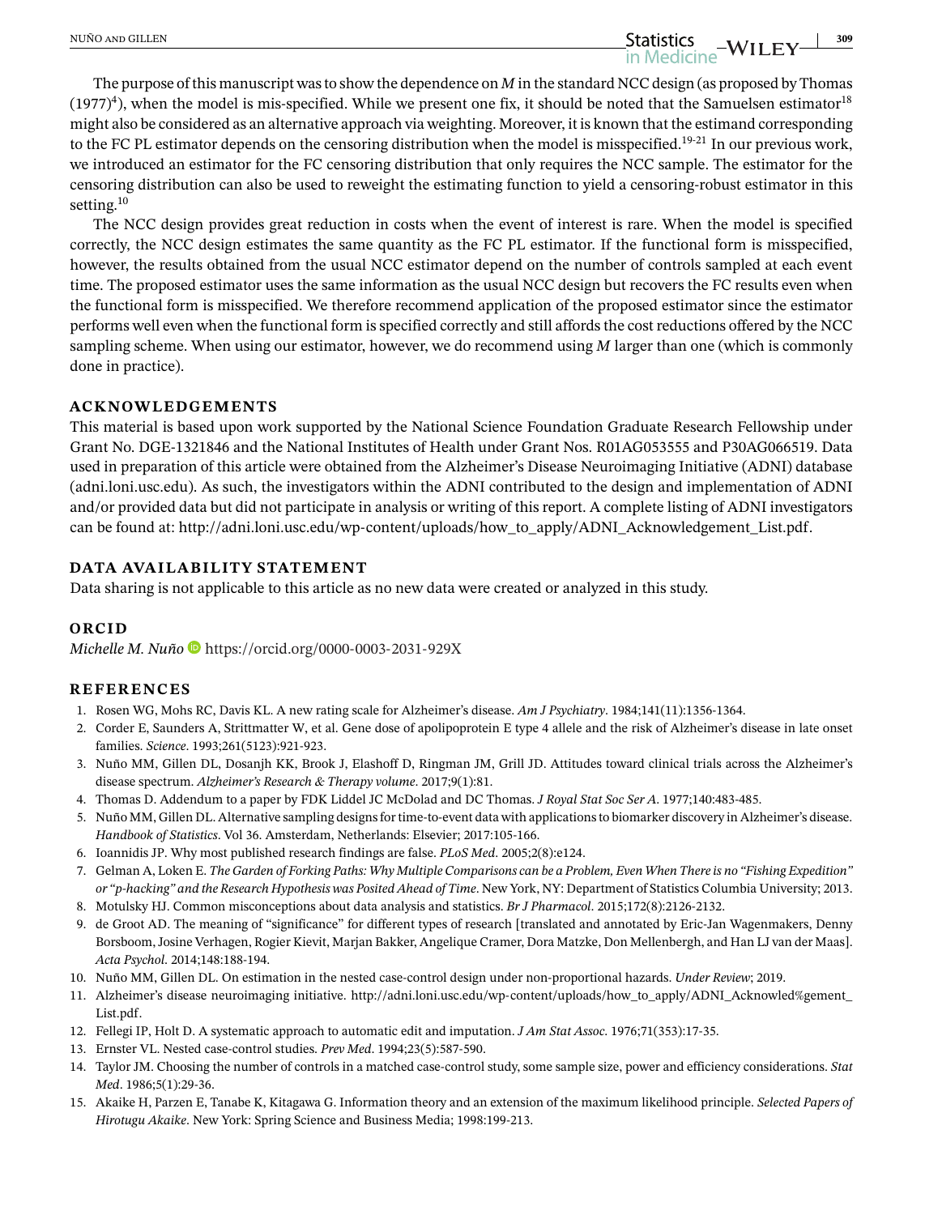The purpose of this manuscript was to show the dependence on $M$ in the standard NCC design (as proposed by Thomas (1977)[4]), when the model is mis-specified. While we present one fix, it should be noted that the Samuelsen estimator[18] might also be considered as an alternative approach via weighting. Moreover, it is known that the estimand corresponding to the FC PL estimator depends on the censoring distribution when the model is misspecified.[19-21] In our previous work, we introduced an estimator for the FC censoring distribution that only requires the NCC sample. The estimator for the censoring distribution can also be used to reweight the estimating function to yield a censoring-robust estimator in this setting.[10]

The NCC design provides great reduction in costs when the event of interest is rare. When the model is specified correctly, the NCC design estimates the same quantity as the FC PL estimator. If the functional form is misspecified, however, the results obtained from the usual NCC estimator depend on the number of controls sampled at each event time. The proposed estimator uses the same information as the usual NCC design but recovers the FC results even when the functional form is misspecified. We therefore recommend application of the proposed estimator since the estimator performs well even when the functional form is specified correctly and still affords the cost reductions offered by the NCC sampling scheme. When using our estimator, however, we do recommend using $M$ larger than one (which is commonly done in practice).

## ACKNOWLEDGEMENTS

This material is based upon work supported by the National Science Foundation Graduate Research Fellowship under Grant No. DGE-1321846 and the National Institutes of Health under Grant Nos. R01AG053555 and P30AG066519. Data used in preparation of this article were obtained from the Alzheimer's Disease Neuroimaging Initiative (ADNI) database (adni.loni.usc.edu). As such, the investigators within the ADNI contributed to the design and implementation of ADNI and/or provided data but did not participate in analysis or writing of this report. A complete listing of ADNI investigators can be found at: http://adni.loni.usc.edu/wp-content/uploads/how_to_apply/ADNI_Acknowledgement_List.pdf.

## DATA AVAILABILITY STATEMENT

Data sharing is not applicable to this article as no new data were created or analyzed in this study.

## ORCID

*Michelle M. Nuño* https://orcid.org/0000-0003-2031-929X

## REFERENCES

1. Rosen WG, Mohs RC, Davis KL. A new rating scale for Alzheimer's disease. *Am J Psychiatry*. 1984;141(11):1356-1364.
2. Corder E, Saunders A, Strittmatter W, et al. Gene dose of apolipoprotein E type 4 allele and the risk of Alzheimer's disease in late onset families. *Science*. 1993;261(5123):921-923.
3. Nuño MM, Gillen DL, Dosanjh KK, Brook J, Elashoff D, Ringman JM, Grill JD. Attitudes toward clinical trials across the Alzheimer's disease spectrum. *Alzheimer's Research & Therapy volume*. 2017;9(1):81.
4. Thomas D. Addendum to a paper by FDK Liddel JC McDolad and DC Thomas. *J Royal Stat Soc Ser A*. 1977;140:483-485.
5. Nuño MM, Gillen DL. Alternative sampling designs for time-to-event data with applications to biomarker discovery in Alzheimer's disease. *Handbook of Statistics*. Vol 36. Amsterdam, Netherlands: Elsevier; 2017:105-166.
6. Ioannidis JP. Why most published research findings are false. *PLoS Med*. 2005;2(8):e124.
7. Gelman A, Loken E. *The Garden of Forking Paths: Why Multiple Comparisons can be a Problem, Even When There is no "Fishing Expedition" or "p-hacking" and the Research Hypothesis was Posited Ahead of Time*. New York, NY: Department of Statistics Columbia University; 2013.
8. Motulsky HJ. Common misconceptions about data analysis and statistics. *Br J Pharmacol*. 2015;172(8):2126-2132.
9. de Groot AD. The meaning of "significance" for different types of research [translated and annotated by Eric-Jan Wagenmakers, Denny Borsboom, Josine Verhagen, Rogier Kievit, Marjan Bakker, Angelique Cramer, Dora Matzke, Don Mellenbergh, and Han LJ van der Maas]. *Acta Psychol*. 2014;148:188-194.
10. Nuño MM, Gillen DL. On estimation in the nested case-control design under non-proportional hazards. *Under Review*; 2019.
11. Alzheimer's disease neuroimaging initiative. http://adni.loni.usc.edu/wp-content/uploads/how_to_apply/ADNI_Acknowled%gement_List.pdf.
12. Fellegi IP, Holt D. A systematic approach to automatic edit and imputation. *J Am Stat Assoc*. 1976;71(353):17-35.
13. Ernster VL. Nested case-control studies. *Prev Med*. 1994;23(5):587-590.
14. Taylor JM. Choosing the number of controls in a matched case-control study, some sample size, power and efficiency considerations. *Stat Med*. 1986;5(1):29-36.
15. Akaike H, Parzen E, Tanabe K, Kitagawa G. Information theory and an extension of the maximum likelihood principle. *Selected Papers of Hirotugu Akaike*. New York: Spring Science and Business Media; 1998:199-213.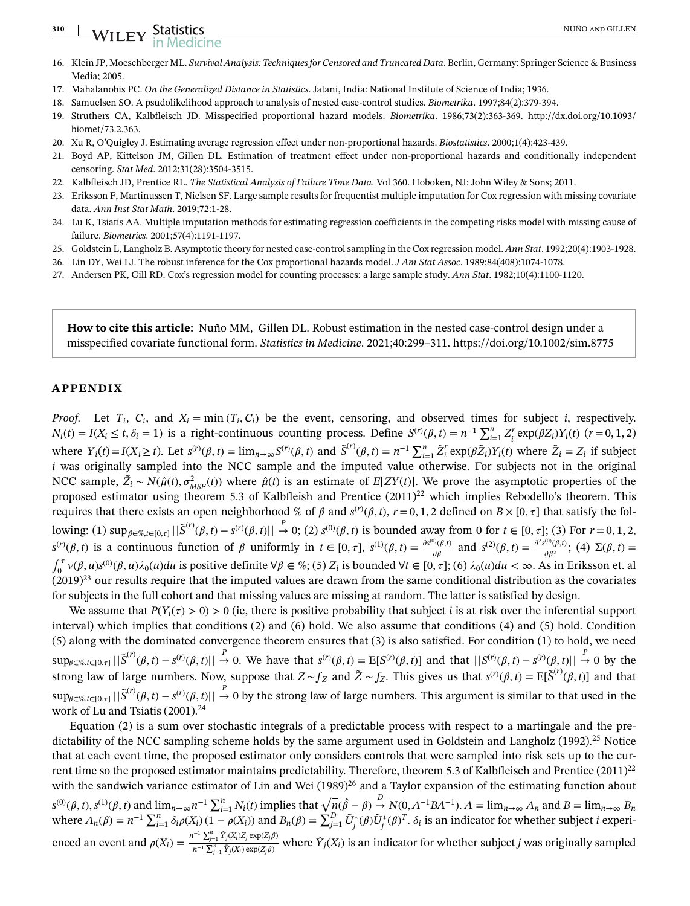16. Klein JP, Moeschberger ML. *Survival Analysis: Techniques for Censored and Truncated Data*. Berlin, Germany: Springer Science & Business Media; 2005.
17. Mahalanobis PC. *On the Generalized Distance in Statistics*. Jatani, India: National Institute of Science of India; 1936.
18. Samuelsen SO. A psudolikelihood approach to analysis of nested case-control studies. *Biometrika*. 1997;84(2):379-394.
19. Struthers CA, Kalbfleisch JD. Misspecified proportional hazard models. *Biometrika*. 1986;73(2):363-369. http://dx.doi.org/10.1093/biomet/73.2.363.
20. Xu R, O'Quigley J. Estimating average regression effect under non-proportional hazards. *Biostatistics*. 2000;1(4):423-439.
21. Boyd AP, Kittelson JM, Gillen DL. Estimation of treatment effect under non-proportional hazards and conditionally independent censoring. *Stat Med*. 2012;31(28):3504-3515.
22. Kalbfleisch JD, Prentice RL. *The Statistical Analysis of Failure Time Data*. Vol 360. Hoboken, NJ: John Wiley & Sons; 2011.
23. Eriksson F, Martinussen T, Nielsen SF. Large sample results for frequentist multiple imputation for Cox regression with missing covariate data. *Ann Inst Stat Math*. 2019;72:1-28.
24. Lu K, Tsiatis AA. Multiple imputation methods for estimating regression coefficients in the competing risks model with missing cause of failure. *Biometrics*. 2001;57(4):1191-1197.
25. Goldstein L, Langholz B. Asymptotic theory for nested case-control sampling in the Cox regression model. *Ann Stat*. 1992;20(4):1903-1928.
26. Lin DY, Wei LJ. The robust inference for the Cox proportional hazards model. *J Am Stat Assoc*. 1989;84(408):1074-1078.
27. Andersen PK, Gill RD. Cox's regression model for counting processes: a large sample study. *Ann Stat*. 1982;10(4):1100-1120.

**How to cite this article:** Nuño MM, Gillen DL. Robust estimation in the nested case-control design under a misspecified covariate functional form. *Statistics in Medicine*. 2021;40:299–311. https://doi.org/10.1002/sim.8775

## APPENDIX

*Proof.* Let $T_i$, $C_i$, and $X_i = \min(T_i, C_i)$ be the event, censoring, and observed times for subject $i$, respectively. $N_i(t) = I(X_i \leq t, \delta_i = 1)$ is a right-continuous counting process. Define $S^{(r)}(\beta, t) = n^{-1}\sum_{i=1}^{n} Z_i^r \exp(\beta Z_i) Y_i(t)$ $(r = 0, 1, 2)$ where $Y_i(t) = I(X_i \geq t)$. Let $s^{(r)}(\beta, t) = \lim_{n\to\infty} S^{(r)}(\beta, t)$ and $\tilde{S}^{(r)}(\beta, t) = n^{-1}\sum_{i=1}^{n} \tilde{Z}_i^r \exp(\beta \tilde{Z}_i) Y_i(t)$ where $\tilde{Z}_i = Z_i$ if subject $i$ was originally sampled into the NCC sample and the imputed value otherwise. For subjects not in the original NCC sample, $\tilde{Z}_i \sim N(\hat{\mu}(t), \sigma^2_{MSE}(t))$ where $\hat{\mu}(t)$ is an estimate of $E[ZY(t)]$. We prove the asymptotic properties of the proposed estimator using theorem 5.3 of Kalbfleish and Prentice (2011)[22] which implies Rebodello's theorem. This requires that there exists an open neighborhood % of $\beta$ and $s^{(r)}(\beta, t)$, $r = 0, 1, 2$ defined on $B \times [0, \tau]$ that satisfy the following: (1) $\sup_{\beta \in \%, t \in [0,\tau]} ||\tilde{S}^{(r)}(\beta, t) - s^{(r)}(\beta, t)|| \overset{P}{\to} 0$; (2) $s^{(0)}(\beta, t)$ is bounded away from 0 for $t \in [0, \tau]$; (3) For $r = 0, 1, 2$, $s^{(r)}(\beta, t)$ is a continuous function of $\beta$ uniformly in $t \in [0, \tau]$, $s^{(1)}(\beta, t) = \frac{\partial s^{(0)}(\beta, t)}{\partial \beta}$ and $s^{(2)}(\beta, t) = \frac{\partial^2 s^{(0)}(\beta, t)}{\partial \beta^2}$; (4) $\Sigma(\beta, t) = \int_0^{\tau} v(\beta, u) s^{(0)}(\beta, u) \lambda_0(u) du$ is positive definite $\forall \beta \in \%$; (5) $Z_i$ is bounded $\forall t \in [0, \tau]$; (6) $\lambda_0(u) du < \infty$. As in Eriksson et. al (2019)[23] our results require that the imputed values are drawn from the same conditional distribution as the covariates for subjects in the full cohort and that missing values are missing at random. The latter is satisfied by design.

We assume that $P(Y_i(\tau) > 0) > 0$ (ie, there is positive probability that subject $i$ is at risk over the inferential support interval) which implies that conditions (2) and (6) hold. We also assume that conditions (4) and (5) hold. Condition (5) along with the dominated convergence theorem ensures that (3) is also satisfied. For condition (1) to hold, we need $\sup_{\beta \in \%, t \in [0,\tau]} ||\tilde{S}^{(r)}(\beta, t) - s^{(r)}(\beta, t)|| \overset{P}{\to} 0$. We have that $s^{(r)}(\beta, t) = \mathrm{E}[S^{(r)}(\beta, t)]$ and that $||S^{(r)}(\beta, t) - s^{(r)}(\beta, t)|| \overset{P}{\to} 0$ by the strong law of large numbers. Now, suppose that $Z \sim f_Z$ and $\tilde{Z} \sim f_Z$. This gives us that $s^{(r)}(\beta, t) = \mathrm{E}[\tilde{S}^{(r)}(\beta, t)]$ and that $\sup_{\beta \in \%, t \in [0,\tau]} ||\tilde{S}^{(r)}(\beta, t) - s^{(r)}(\beta, t)|| \overset{P}{\to} 0$ by the strong law of large numbers. This argument is similar to that used in the work of Lu and Tsiatis (2001).[24]

Equation (2) is a sum over stochastic integrals of a predictable process with respect to a martingale and the predictability of the NCC sampling scheme holds by the same argument used in Goldstein and Langholz (1992).[25] Notice that at each event time, the proposed estimator only considers controls that were sampled into risk sets up to the current time so the proposed estimator maintains predictability. Therefore, theorem 5.3 of Kalbfleisch and Prentice (2011)[22] with the sandwich variance estimator of Lin and Wei (1989)[26] and a Taylor expansion of the estimating function about $s^{(0)}(\beta, t), s^{(1)}(\beta, t)$ and $\lim_{n\to\infty} n^{-1}\sum_{i=1}^{n} N_i(t)$ implies that $\sqrt{n}(\hat{\beta} - \beta) \overset{D}{\to} N(0, A^{-1}BA^{-1})$. $A = \lim_{n\to\infty} A_n$ and $B = \lim_{n\to\infty} B_n$ where $A_n(\beta) = n^{-1}\sum_{i=1}^{n} \delta_i \rho(X_i)(1 - \rho(X_i))$ and $B_n(\beta) = \sum_{j=1}^{D} \tilde{U}_j^*(\beta) \tilde{U}_j^*(\beta)^T$. $\delta_i$ is an indicator for whether subject $i$ experienced an event and $\rho(X_i) = \frac{n^{-1}\sum_{j=1}^{n} \tilde{Y}_j(X_i) Z_j \exp(Z_j \beta)}{n^{-1}\sum_{j=1}^{n} \tilde{Y}_j(X_i) \exp(Z_j \beta)}$ where $\tilde{Y}_j(X_i)$ is an indicator for whether subject $j$ was originally sampled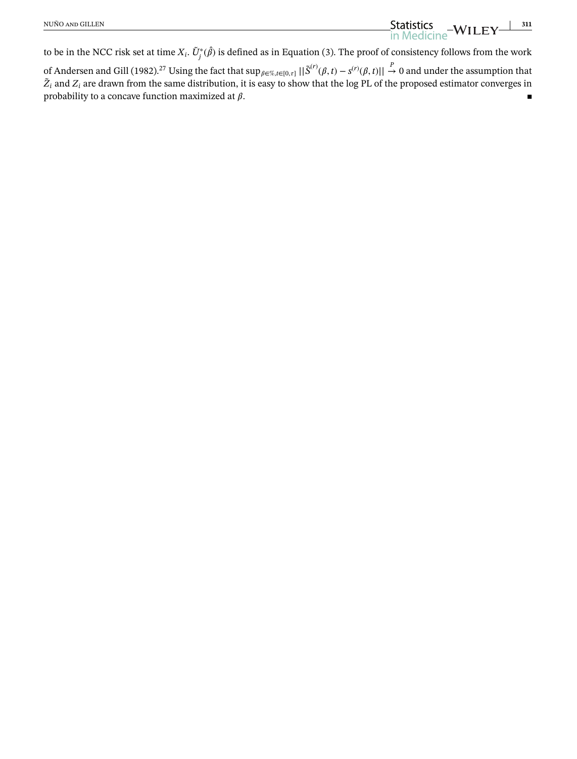to be in the NCC risk set at time $X_i$. $\tilde{U}_j^*(\hat{\beta})$ is defined as in Equation (3). The proof of consistency follows from the work of Andersen and Gill (1982).[27] Using the fact that $\sup_{\beta \in \mathscr{B}, t \in [0,\tau]} ||\tilde{S}^{(r)}(\beta, t) - s^{(r)}(\beta, t)|| \overset{P}{\rightarrow} 0$ and under the assumption that $\tilde{Z}_i$ and $Z_i$ are drawn from the same distribution, it is easy to show that the log PL of the proposed estimator converges in probability to a concave function maximized at $\beta$. ∎